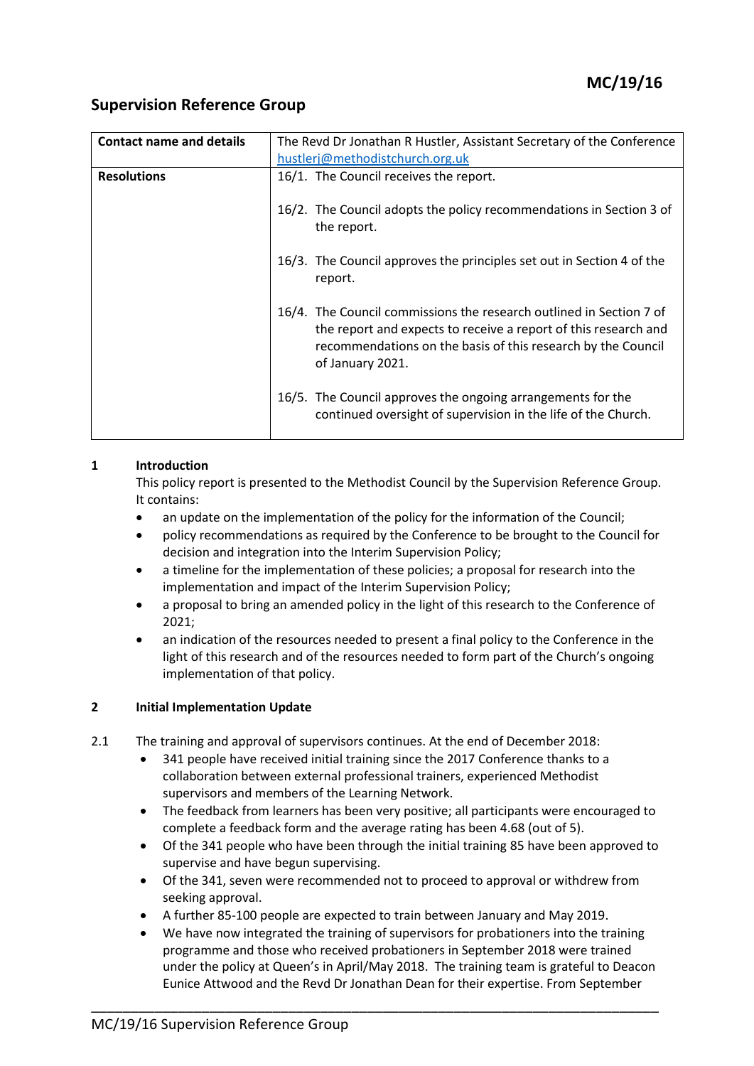**MC/19/16**

## Supervision Reference Group

| **Contact name and details** | The Revd Dr Jonathan R Hustler, Assistant Secretary of the Conference hustlerj@methodistchurch.org.uk |
|---|---|
| **Resolutions** | 16/1. The Council receives the report.<br><br>16/2. The Council adopts the policy recommendations in Section 3 of the report.<br><br>16/3. The Council approves the principles set out in Section 4 of the report.<br><br>16/4. The Council commissions the research outlined in Section 7 of the report and expects to receive a report of this research and recommendations on the basis of this research by the Council of January 2021.<br><br>16/5. The Council approves the ongoing arrangements for the continued oversight of supervision in the life of the Church. |

### 1 Introduction

This policy report is presented to the Methodist Council by the Supervision Reference Group. It contains:

- an update on the implementation of the policy for the information of the Council;
- policy recommendations as required by the Conference to be brought to the Council for decision and integration into the Interim Supervision Policy;
- a timeline for the implementation of these policies; a proposal for research into the implementation and impact of the Interim Supervision Policy;
- a proposal to bring an amended policy in the light of this research to the Conference of 2021;
- an indication of the resources needed to present a final policy to the Conference in the light of this research and of the resources needed to form part of the Church's ongoing implementation of that policy.

### 2 Initial Implementation Update

2.1 The training and approval of supervisors continues. At the end of December 2018:

- 341 people have received initial training since the 2017 Conference thanks to a collaboration between external professional trainers, experienced Methodist supervisors and members of the Learning Network.
- The feedback from learners has been very positive; all participants were encouraged to complete a feedback form and the average rating has been 4.68 (out of 5).
- Of the 341 people who have been through the initial training 85 have been approved to supervise and have begun supervising.
- Of the 341, seven were recommended not to proceed to approval or withdrew from seeking approval.
- A further 85-100 people are expected to train between January and May 2019.
- We have now integrated the training of supervisors for probationers into the training programme and those who received probationers in September 2018 were trained under the policy at Queen's in April/May 2018. The training team is grateful to Deacon Eunice Attwood and the Revd Dr Jonathan Dean for their expertise. From September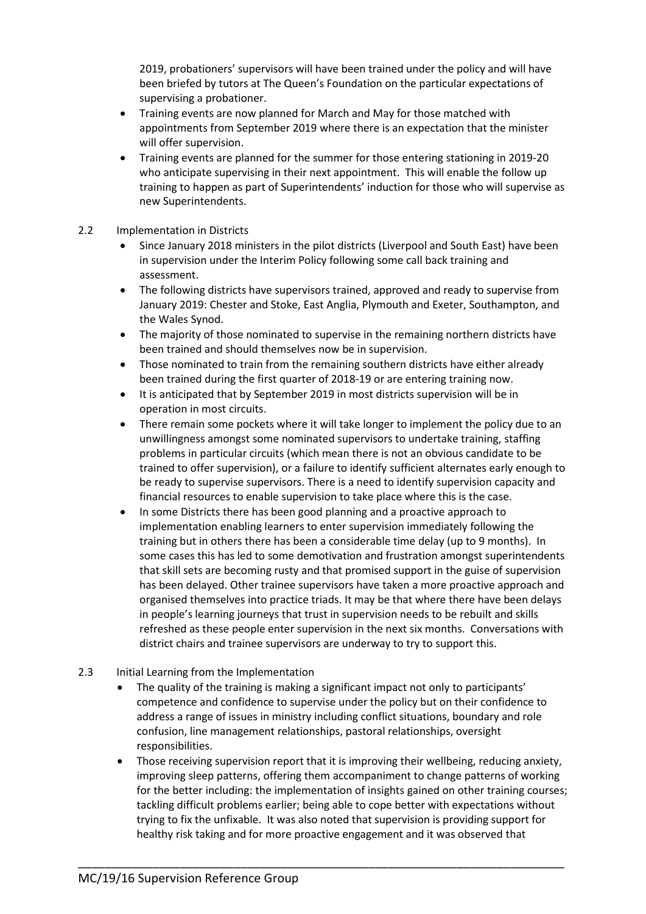2019, probationers' supervisors will have been trained under the policy and will have been briefed by tutors at The Queen's Foundation on the particular expectations of supervising a probationer.

- Training events are now planned for March and May for those matched with appointments from September 2019 where there is an expectation that the minister will offer supervision.
- Training events are planned for the summer for those entering stationing in 2019-20 who anticipate supervising in their next appointment. This will enable the follow up training to happen as part of Superintendents' induction for those who will supervise as new Superintendents.

2.2 Implementation in Districts

- Since January 2018 ministers in the pilot districts (Liverpool and South East) have been in supervision under the Interim Policy following some call back training and assessment.
- The following districts have supervisors trained, approved and ready to supervise from January 2019: Chester and Stoke, East Anglia, Plymouth and Exeter, Southampton, and the Wales Synod.
- The majority of those nominated to supervise in the remaining northern districts have been trained and should themselves now be in supervision.
- Those nominated to train from the remaining southern districts have either already been trained during the first quarter of 2018-19 or are entering training now.
- It is anticipated that by September 2019 in most districts supervision will be in operation in most circuits.
- There remain some pockets where it will take longer to implement the policy due to an unwillingness amongst some nominated supervisors to undertake training, staffing problems in particular circuits (which mean there is not an obvious candidate to be trained to offer supervision), or a failure to identify sufficient alternates early enough to be ready to supervise supervisors. There is a need to identify supervision capacity and financial resources to enable supervision to take place where this is the case.
- In some Districts there has been good planning and a proactive approach to implementation enabling learners to enter supervision immediately following the training but in others there has been a considerable time delay (up to 9 months). In some cases this has led to some demotivation and frustration amongst superintendents that skill sets are becoming rusty and that promised support in the guise of supervision has been delayed. Other trainee supervisors have taken a more proactive approach and organised themselves into practice triads. It may be that where there have been delays in people's learning journeys that trust in supervision needs to be rebuilt and skills refreshed as these people enter supervision in the next six months. Conversations with district chairs and trainee supervisors are underway to try to support this.

2.3 Initial Learning from the Implementation

- The quality of the training is making a significant impact not only to participants' competence and confidence to supervise under the policy but on their confidence to address a range of issues in ministry including conflict situations, boundary and role confusion, line management relationships, pastoral relationships, oversight responsibilities.
- Those receiving supervision report that it is improving their wellbeing, reducing anxiety, improving sleep patterns, offering them accompaniment to change patterns of working for the better including: the implementation of insights gained on other training courses; tackling difficult problems earlier; being able to cope better with expectations without trying to fix the unfixable. It was also noted that supervision is providing support for healthy risk taking and for more proactive engagement and it was observed that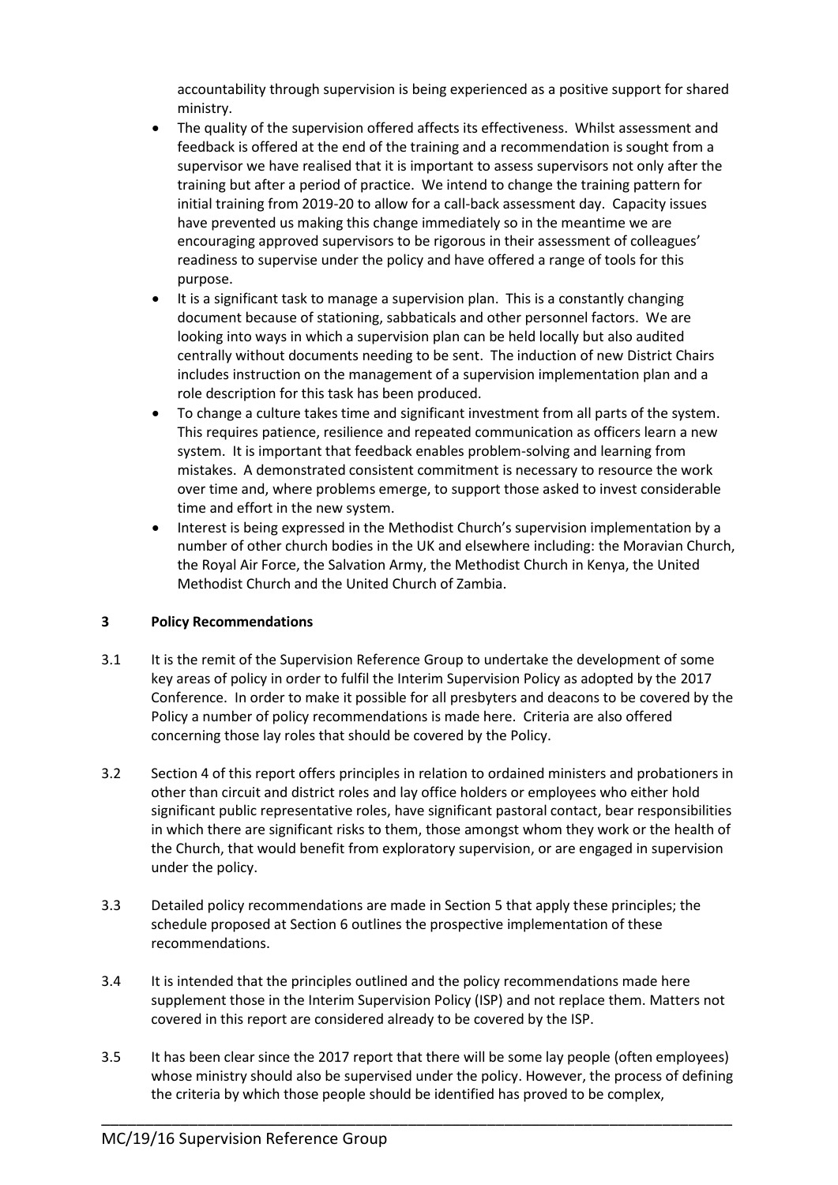accountability through supervision is being experienced as a positive support for shared ministry.

- The quality of the supervision offered affects its effectiveness. Whilst assessment and feedback is offered at the end of the training and a recommendation is sought from a supervisor we have realised that it is important to assess supervisors not only after the training but after a period of practice. We intend to change the training pattern for initial training from 2019-20 to allow for a call-back assessment day. Capacity issues have prevented us making this change immediately so in the meantime we are encouraging approved supervisors to be rigorous in their assessment of colleagues' readiness to supervise under the policy and have offered a range of tools for this purpose.
- It is a significant task to manage a supervision plan. This is a constantly changing document because of stationing, sabbaticals and other personnel factors. We are looking into ways in which a supervision plan can be held locally but also audited centrally without documents needing to be sent. The induction of new District Chairs includes instruction on the management of a supervision implementation plan and a role description for this task has been produced.
- To change a culture takes time and significant investment from all parts of the system. This requires patience, resilience and repeated communication as officers learn a new system. It is important that feedback enables problem-solving and learning from mistakes. A demonstrated consistent commitment is necessary to resource the work over time and, where problems emerge, to support those asked to invest considerable time and effort in the new system.
- Interest is being expressed in the Methodist Church's supervision implementation by a number of other church bodies in the UK and elsewhere including: the Moravian Church, the Royal Air Force, the Salvation Army, the Methodist Church in Kenya, the United Methodist Church and the United Church of Zambia.

## 3 Policy Recommendations

3.1 It is the remit of the Supervision Reference Group to undertake the development of some key areas of policy in order to fulfil the Interim Supervision Policy as adopted by the 2017 Conference. In order to make it possible for all presbyters and deacons to be covered by the Policy a number of policy recommendations is made here. Criteria are also offered concerning those lay roles that should be covered by the Policy.

3.2 Section 4 of this report offers principles in relation to ordained ministers and probationers in other than circuit and district roles and lay office holders or employees who either hold significant public representative roles, have significant pastoral contact, bear responsibilities in which there are significant risks to them, those amongst whom they work or the health of the Church, that would benefit from exploratory supervision, or are engaged in supervision under the policy.

3.3 Detailed policy recommendations are made in Section 5 that apply these principles; the schedule proposed at Section 6 outlines the prospective implementation of these recommendations.

3.4 It is intended that the principles outlined and the policy recommendations made here supplement those in the Interim Supervision Policy (ISP) and not replace them. Matters not covered in this report are considered already to be covered by the ISP.

3.5 It has been clear since the 2017 report that there will be some lay people (often employees) whose ministry should also be supervised under the policy. However, the process of defining the criteria by which those people should be identified has proved to be complex,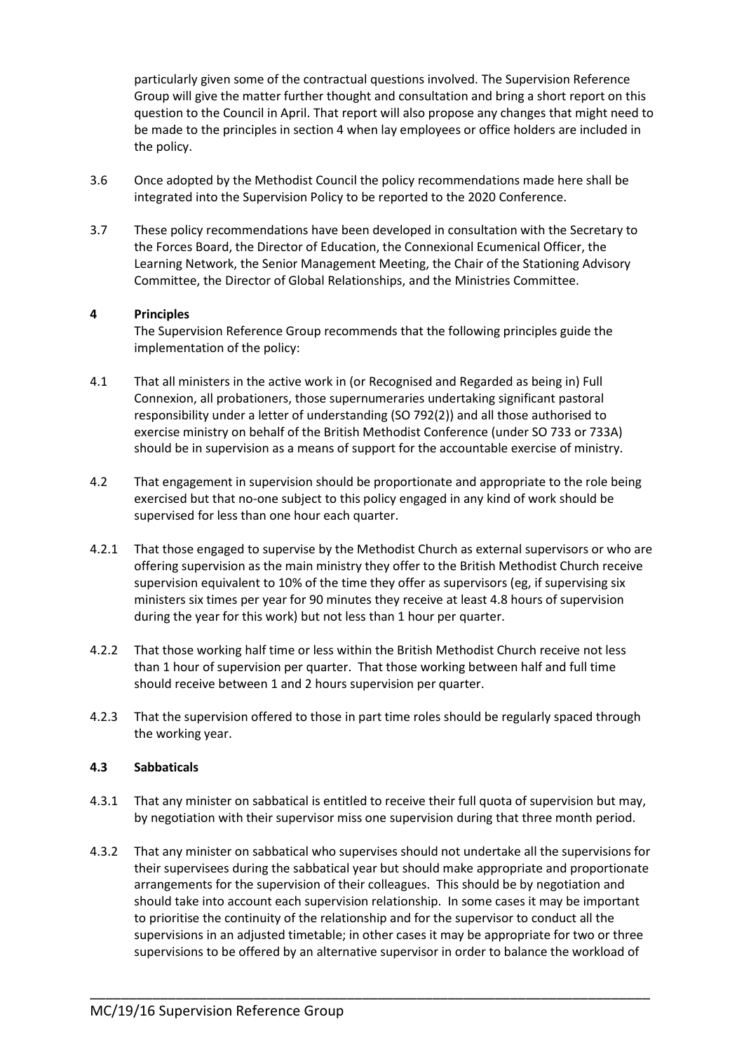particularly given some of the contractual questions involved. The Supervision Reference Group will give the matter further thought and consultation and bring a short report on this question to the Council in April. That report will also propose any changes that might need to be made to the principles in section 4 when lay employees or office holders are included in the policy.

3.6 Once adopted by the Methodist Council the policy recommendations made here shall be integrated into the Supervision Policy to be reported to the 2020 Conference.

3.7 These policy recommendations have been developed in consultation with the Secretary to the Forces Board, the Director of Education, the Connexional Ecumenical Officer, the Learning Network, the Senior Management Meeting, the Chair of the Stationing Advisory Committee, the Director of Global Relationships, and the Ministries Committee.

## 4 Principles

The Supervision Reference Group recommends that the following principles guide the implementation of the policy:

4.1 That all ministers in the active work in (or Recognised and Regarded as being in) Full Connexion, all probationers, those supernumeraries undertaking significant pastoral responsibility under a letter of understanding (SO 792(2)) and all those authorised to exercise ministry on behalf of the British Methodist Conference (under SO 733 or 733A) should be in supervision as a means of support for the accountable exercise of ministry.

4.2 That engagement in supervision should be proportionate and appropriate to the role being exercised but that no-one subject to this policy engaged in any kind of work should be supervised for less than one hour each quarter.

4.2.1 That those engaged to supervise by the Methodist Church as external supervisors or who are offering supervision as the main ministry they offer to the British Methodist Church receive supervision equivalent to 10% of the time they offer as supervisors (eg, if supervising six ministers six times per year for 90 minutes they receive at least 4.8 hours of supervision during the year for this work) but not less than 1 hour per quarter.

4.2.2 That those working half time or less within the British Methodist Church receive not less than 1 hour of supervision per quarter. That those working between half and full time should receive between 1 and 2 hours supervision per quarter.

4.2.3 That the supervision offered to those in part time roles should be regularly spaced through the working year.

### 4.3 Sabbaticals

4.3.1 That any minister on sabbatical is entitled to receive their full quota of supervision but may, by negotiation with their supervisor miss one supervision during that three month period.

4.3.2 That any minister on sabbatical who supervises should not undertake all the supervisions for their supervisees during the sabbatical year but should make appropriate and proportionate arrangements for the supervision of their colleagues. This should be by negotiation and should take into account each supervision relationship. In some cases it may be important to prioritise the continuity of the relationship and for the supervisor to conduct all the supervisions in an adjusted timetable; in other cases it may be appropriate for two or three supervisions to be offered by an alternative supervisor in order to balance the workload of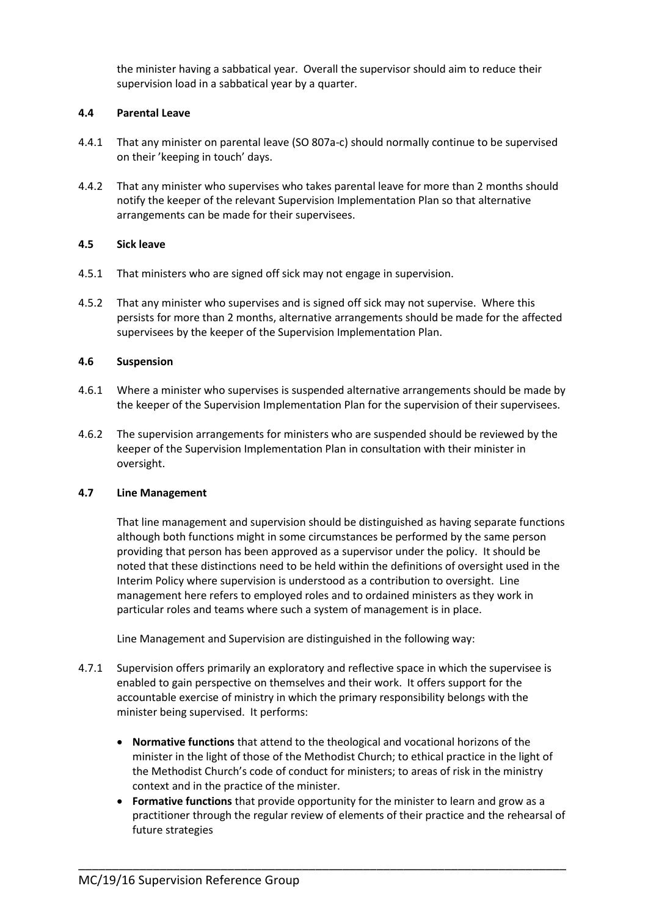the minister having a sabbatical year. Overall the supervisor should aim to reduce their supervision load in a sabbatical year by a quarter.

### 4.4 Parental Leave

4.4.1 That any minister on parental leave (SO 807a-c) should normally continue to be supervised on their 'keeping in touch' days.

4.4.2 That any minister who supervises who takes parental leave for more than 2 months should notify the keeper of the relevant Supervision Implementation Plan so that alternative arrangements can be made for their supervisees.

### 4.5 Sick leave

4.5.1 That ministers who are signed off sick may not engage in supervision.

4.5.2 That any minister who supervises and is signed off sick may not supervise. Where this persists for more than 2 months, alternative arrangements should be made for the affected supervisees by the keeper of the Supervision Implementation Plan.

### 4.6 Suspension

4.6.1 Where a minister who supervises is suspended alternative arrangements should be made by the keeper of the Supervision Implementation Plan for the supervision of their supervisees.

4.6.2 The supervision arrangements for ministers who are suspended should be reviewed by the keeper of the Supervision Implementation Plan in consultation with their minister in oversight.

### 4.7 Line Management

That line management and supervision should be distinguished as having separate functions although both functions might in some circumstances be performed by the same person providing that person has been approved as a supervisor under the policy. It should be noted that these distinctions need to be held within the definitions of oversight used in the Interim Policy where supervision is understood as a contribution to oversight. Line management here refers to employed roles and to ordained ministers as they work in particular roles and teams where such a system of management is in place.

Line Management and Supervision are distinguished in the following way:

4.7.1 Supervision offers primarily an exploratory and reflective space in which the supervisee is enabled to gain perspective on themselves and their work. It offers support for the accountable exercise of ministry in which the primary responsibility belongs with the minister being supervised. It performs:

- **Normative functions** that attend to the theological and vocational horizons of the minister in the light of those of the Methodist Church; to ethical practice in the light of the Methodist Church's code of conduct for ministers; to areas of risk in the ministry context and in the practice of the minister.
- **Formative functions** that provide opportunity for the minister to learn and grow as a practitioner through the regular review of elements of their practice and the rehearsal of future strategies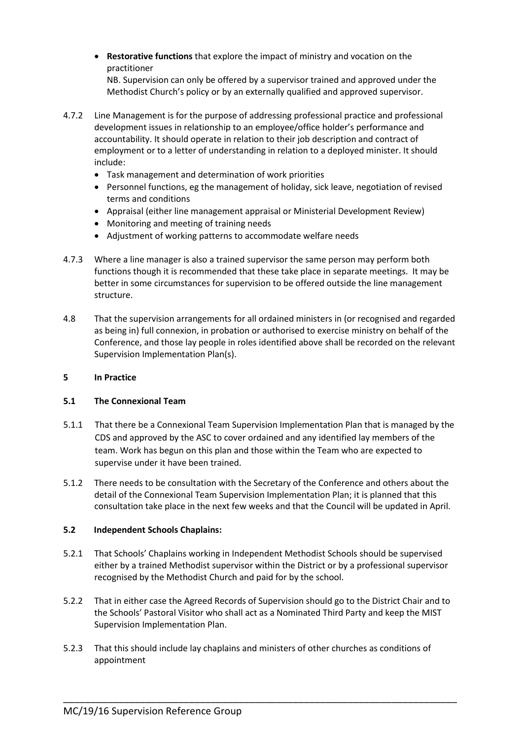- **Restorative functions** that explore the impact of ministry and vocation on the practitioner
  NB. Supervision can only be offered by a supervisor trained and approved under the Methodist Church's policy or by an externally qualified and approved supervisor.

4.7.2 Line Management is for the purpose of addressing professional practice and professional development issues in relationship to an employee/office holder's performance and accountability. It should operate in relation to their job description and contract of employment or to a letter of understanding in relation to a deployed minister. It should include:

- Task management and determination of work priorities
- Personnel functions, eg the management of holiday, sick leave, negotiation of revised terms and conditions
- Appraisal (either line management appraisal or Ministerial Development Review)
- Monitoring and meeting of training needs
- Adjustment of working patterns to accommodate welfare needs

4.7.3 Where a line manager is also a trained supervisor the same person may perform both functions though it is recommended that these take place in separate meetings. It may be better in some circumstances for supervision to be offered outside the line management structure.

4.8 That the supervision arrangements for all ordained ministers in (or recognised and regarded as being in) full connexion, in probation or authorised to exercise ministry on behalf of the Conference, and those lay people in roles identified above shall be recorded on the relevant Supervision Implementation Plan(s).

## 5 In Practice

### 5.1 The Connexional Team

5.1.1 That there be a Connexional Team Supervision Implementation Plan that is managed by the CDS and approved by the ASC to cover ordained and any identified lay members of the team. Work has begun on this plan and those within the Team who are expected to supervise under it have been trained.

5.1.2 There needs to be consultation with the Secretary of the Conference and others about the detail of the Connexional Team Supervision Implementation Plan; it is planned that this consultation take place in the next few weeks and that the Council will be updated in April.

### 5.2 Independent Schools Chaplains:

5.2.1 That Schools' Chaplains working in Independent Methodist Schools should be supervised either by a trained Methodist supervisor within the District or by a professional supervisor recognised by the Methodist Church and paid for by the school.

5.2.2 That in either case the Agreed Records of Supervision should go to the District Chair and to the Schools' Pastoral Visitor who shall act as a Nominated Third Party and keep the MIST Supervision Implementation Plan.

5.2.3 That this should include lay chaplains and ministers of other churches as conditions of appointment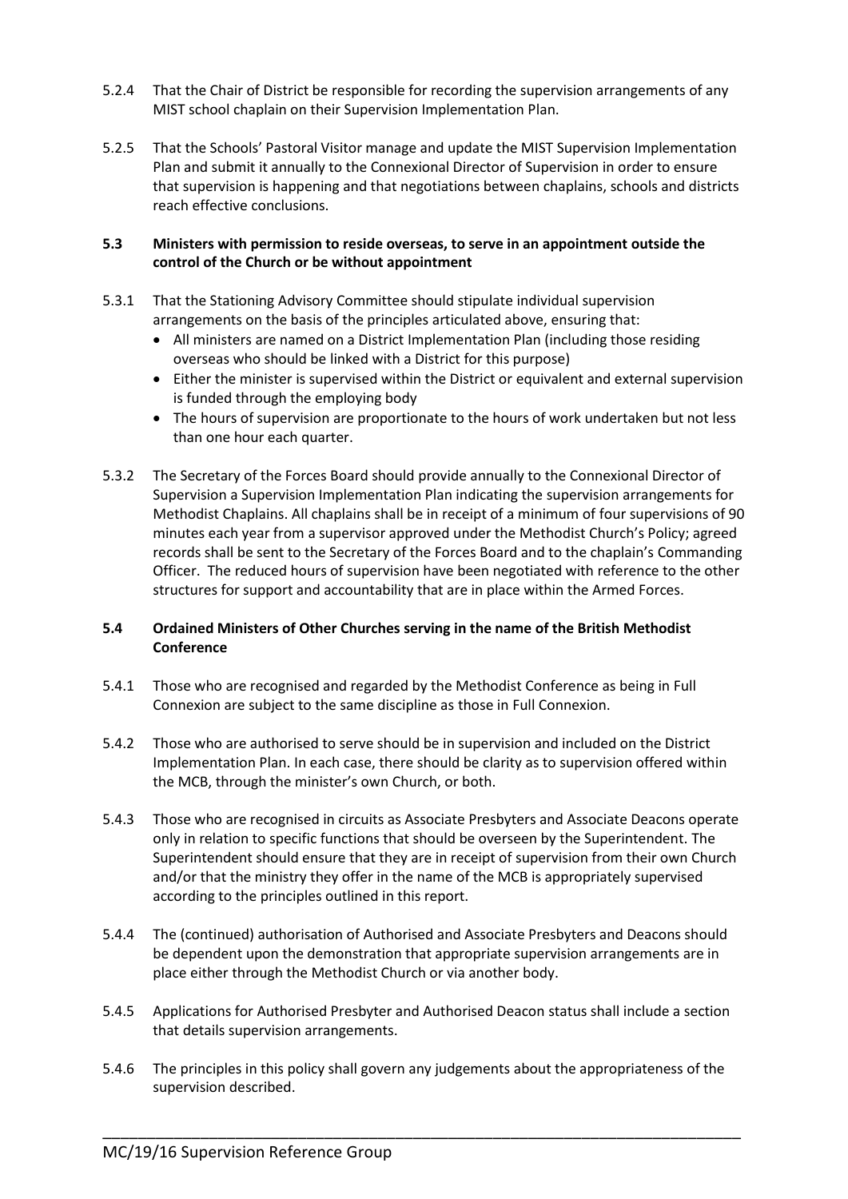5.2.4 That the Chair of District be responsible for recording the supervision arrangements of any MIST school chaplain on their Supervision Implementation Plan.

5.2.5 That the Schools' Pastoral Visitor manage and update the MIST Supervision Implementation Plan and submit it annually to the Connexional Director of Supervision in order to ensure that supervision is happening and that negotiations between chaplains, schools and districts reach effective conclusions.

**5.3 Ministers with permission to reside overseas, to serve in an appointment outside the control of the Church or be without appointment**

5.3.1 That the Stationing Advisory Committee should stipulate individual supervision arrangements on the basis of the principles articulated above, ensuring that:

- All ministers are named on a District Implementation Plan (including those residing overseas who should be linked with a District for this purpose)
- Either the minister is supervised within the District or equivalent and external supervision is funded through the employing body
- The hours of supervision are proportionate to the hours of work undertaken but not less than one hour each quarter.

5.3.2 The Secretary of the Forces Board should provide annually to the Connexional Director of Supervision a Supervision Implementation Plan indicating the supervision arrangements for Methodist Chaplains. All chaplains shall be in receipt of a minimum of four supervisions of 90 minutes each year from a supervisor approved under the Methodist Church's Policy; agreed records shall be sent to the Secretary of the Forces Board and to the chaplain's Commanding Officer. The reduced hours of supervision have been negotiated with reference to the other structures for support and accountability that are in place within the Armed Forces.

**5.4 Ordained Ministers of Other Churches serving in the name of the British Methodist Conference**

5.4.1 Those who are recognised and regarded by the Methodist Conference as being in Full Connexion are subject to the same discipline as those in Full Connexion.

5.4.2 Those who are authorised to serve should be in supervision and included on the District Implementation Plan. In each case, there should be clarity as to supervision offered within the MCB, through the minister's own Church, or both.

5.4.3 Those who are recognised in circuits as Associate Presbyters and Associate Deacons operate only in relation to specific functions that should be overseen by the Superintendent. The Superintendent should ensure that they are in receipt of supervision from their own Church and/or that the ministry they offer in the name of the MCB is appropriately supervised according to the principles outlined in this report.

5.4.4 The (continued) authorisation of Authorised and Associate Presbyters and Deacons should be dependent upon the demonstration that appropriate supervision arrangements are in place either through the Methodist Church or via another body.

5.4.5 Applications for Authorised Presbyter and Authorised Deacon status shall include a section that details supervision arrangements.

5.4.6 The principles in this policy shall govern any judgements about the appropriateness of the supervision described.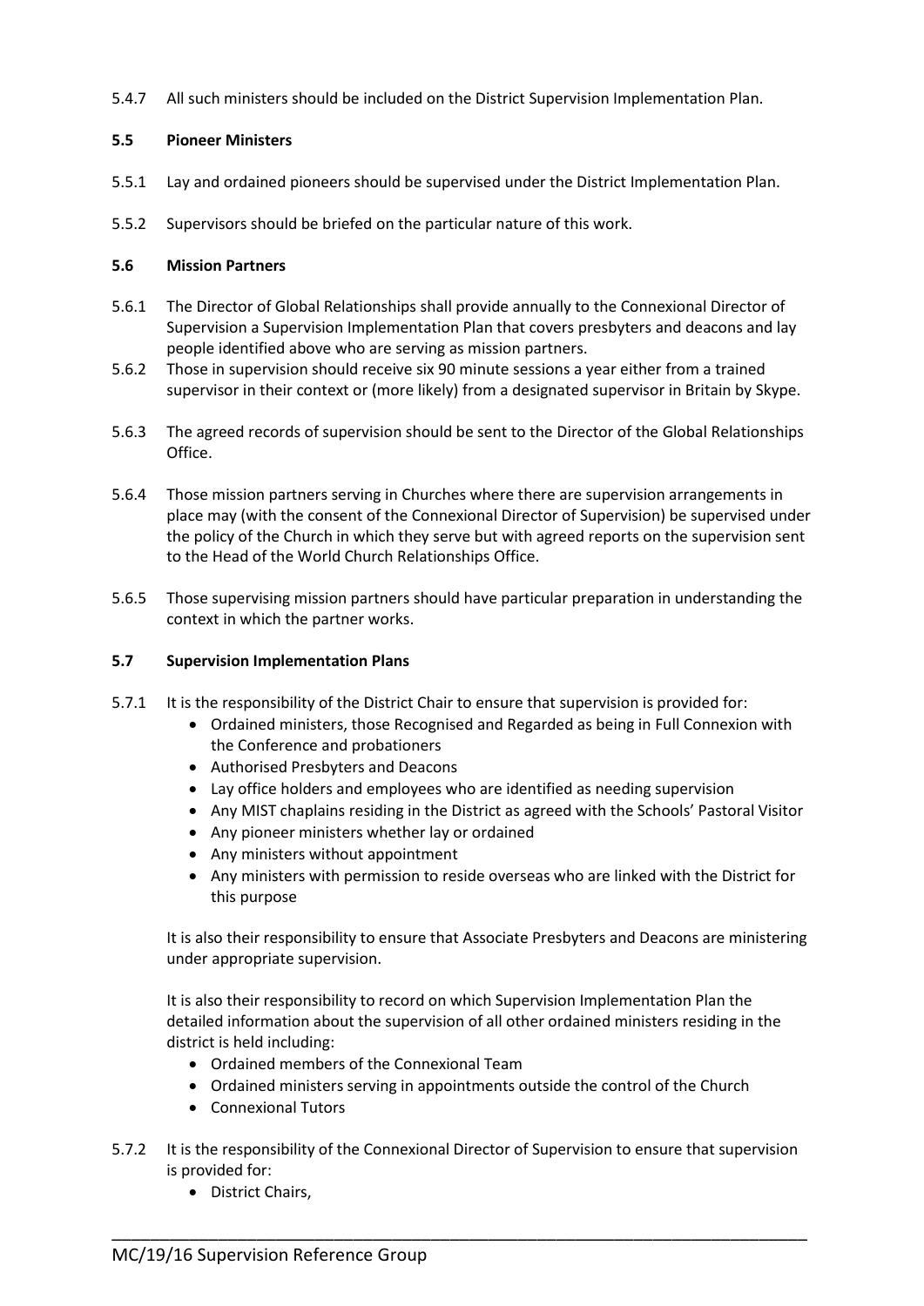5.4.7 All such ministers should be included on the District Supervision Implementation Plan.

### 5.5 Pioneer Ministers

5.5.1 Lay and ordained pioneers should be supervised under the District Implementation Plan.

5.5.2 Supervisors should be briefed on the particular nature of this work.

### 5.6 Mission Partners

5.6.1 The Director of Global Relationships shall provide annually to the Connexional Director of Supervision a Supervision Implementation Plan that covers presbyters and deacons and lay people identified above who are serving as mission partners.

5.6.2 Those in supervision should receive six 90 minute sessions a year either from a trained supervisor in their context or (more likely) from a designated supervisor in Britain by Skype.

5.6.3 The agreed records of supervision should be sent to the Director of the Global Relationships Office.

5.6.4 Those mission partners serving in Churches where there are supervision arrangements in place may (with the consent of the Connexional Director of Supervision) be supervised under the policy of the Church in which they serve but with agreed reports on the supervision sent to the Head of the World Church Relationships Office.

5.6.5 Those supervising mission partners should have particular preparation in understanding the context in which the partner works.

### 5.7 Supervision Implementation Plans

5.7.1 It is the responsibility of the District Chair to ensure that supervision is provided for:

- Ordained ministers, those Recognised and Regarded as being in Full Connexion with the Conference and probationers
- Authorised Presbyters and Deacons
- Lay office holders and employees who are identified as needing supervision
- Any MIST chaplains residing in the District as agreed with the Schools' Pastoral Visitor
- Any pioneer ministers whether lay or ordained
- Any ministers without appointment
- Any ministers with permission to reside overseas who are linked with the District for this purpose

It is also their responsibility to ensure that Associate Presbyters and Deacons are ministering under appropriate supervision.

It is also their responsibility to record on which Supervision Implementation Plan the detailed information about the supervision of all other ordained ministers residing in the district is held including:

- Ordained members of the Connexional Team
- Ordained ministers serving in appointments outside the control of the Church
- Connexional Tutors

5.7.2 It is the responsibility of the Connexional Director of Supervision to ensure that supervision is provided for:

- District Chairs,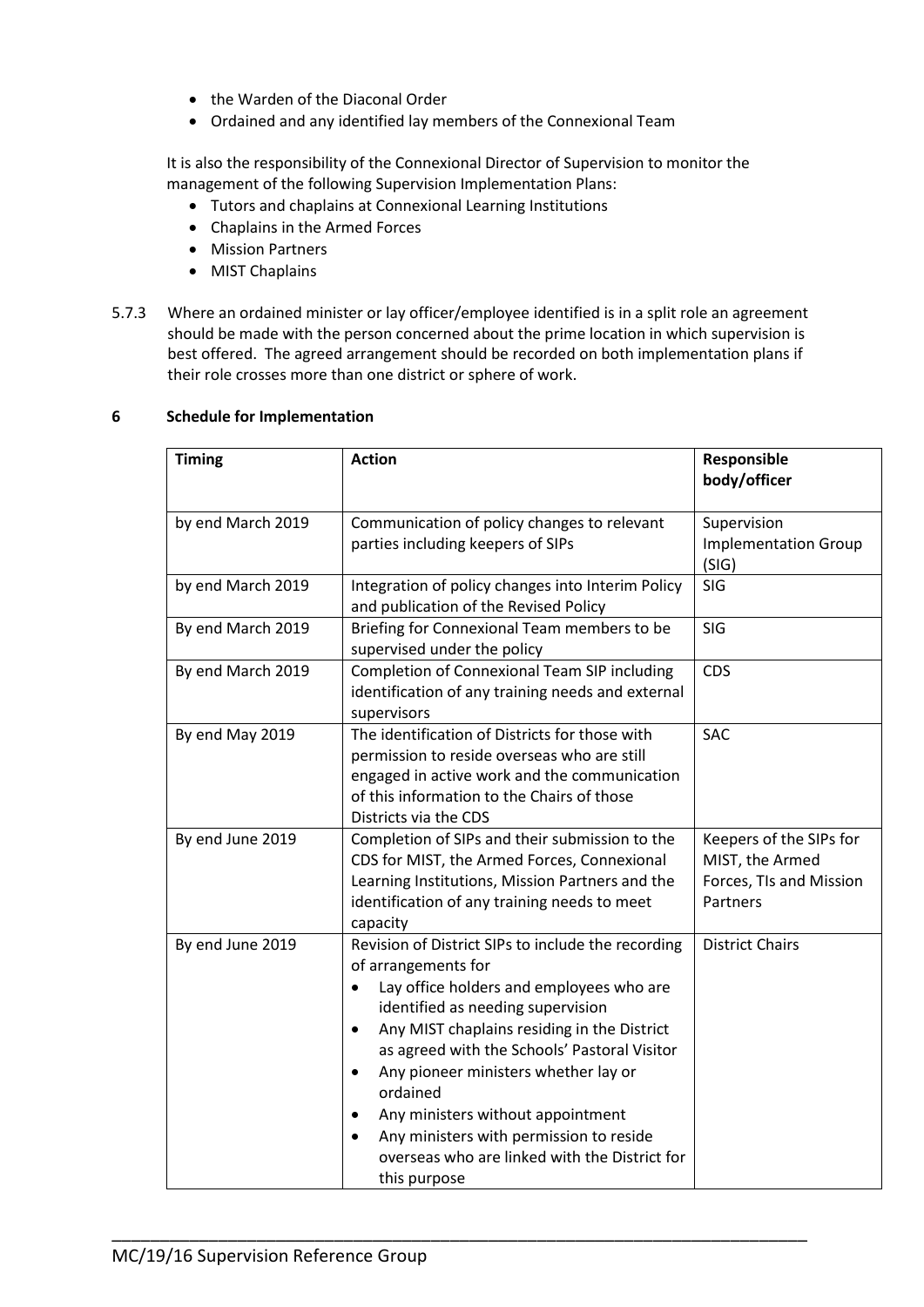- the Warden of the Diaconal Order
- Ordained and any identified lay members of the Connexional Team

It is also the responsibility of the Connexional Director of Supervision to monitor the management of the following Supervision Implementation Plans:

- Tutors and chaplains at Connexional Learning Institutions
- Chaplains in the Armed Forces
- Mission Partners
- MIST Chaplains

5.7.3 Where an ordained minister or lay officer/employee identified is in a split role an agreement should be made with the person concerned about the prime location in which supervision is best offered. The agreed arrangement should be recorded on both implementation plans if their role crosses more than one district or sphere of work.

## 6 Schedule for Implementation

| Timing | Action | Responsible body/officer |
|---|---|---|
| by end March 2019 | Communication of policy changes to relevant parties including keepers of SIPs | Supervision Implementation Group (SIG) |
| by end March 2019 | Integration of policy changes into Interim Policy and publication of the Revised Policy | SIG |
| By end March 2019 | Briefing for Connexional Team members to be supervised under the policy | SIG |
| By end March 2019 | Completion of Connexional Team SIP including identification of any training needs and external supervisors | CDS |
| By end May 2019 | The identification of Districts for those with permission to reside overseas who are still engaged in active work and the communication of this information to the Chairs of those Districts via the CDS | SAC |
| By end June 2019 | Completion of SIPs and their submission to the CDS for MIST, the Armed Forces, Connexional Learning Institutions, Mission Partners and the identification of any training needs to meet capacity | Keepers of the SIPs for MIST, the Armed Forces, TIs and Mission Partners |
| By end June 2019 | Revision of District SIPs to include the recording of arrangements for<br>• Lay office holders and employees who are identified as needing supervision<br>• Any MIST chaplains residing in the District as agreed with the Schools' Pastoral Visitor<br>• Any pioneer ministers whether lay or ordained<br>• Any ministers without appointment<br>• Any ministers with permission to reside overseas who are linked with the District for this purpose | District Chairs |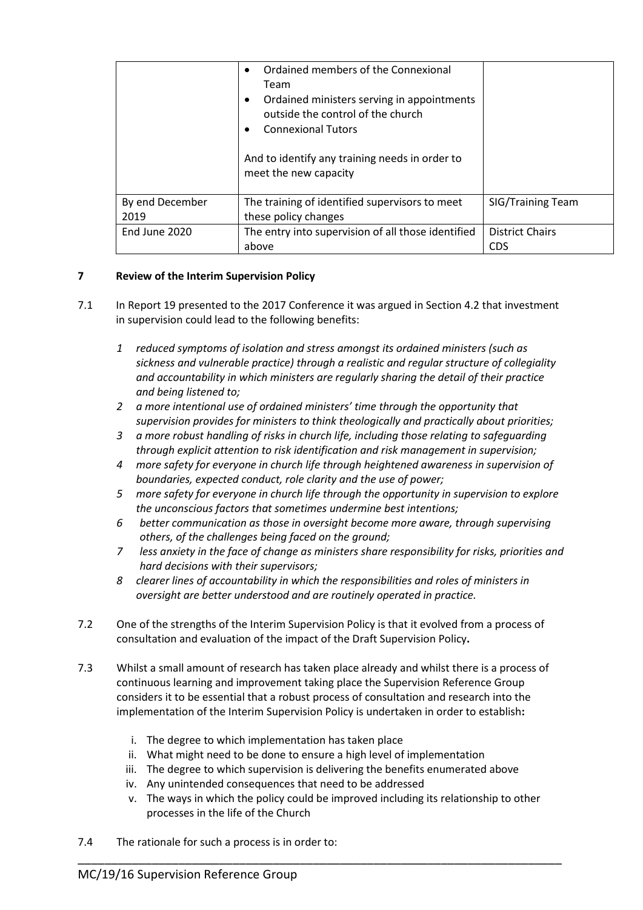| | | |
|---|---|---|
| | • Ordained members of the Connexional Team<br>• Ordained ministers serving in appointments outside the control of the church<br>• Connexional Tutors<br><br>And to identify any training needs in order to meet the new capacity | |
| By end December 2019 | The training of identified supervisors to meet these policy changes | SIG/Training Team |
| End June 2020 | The entry into supervision of all those identified above | District Chairs CDS |

**7 Review of the Interim Supervision Policy**

7.1 In Report 19 presented to the 2017 Conference it was argued in Section 4.2 that investment in supervision could lead to the following benefits:

1. *reduced symptoms of isolation and stress amongst its ordained ministers (such as sickness and vulnerable practice) through a realistic and regular structure of collegiality and accountability in which ministers are regularly sharing the detail of their practice and being listened to;*
2. *a more intentional use of ordained ministers' time through the opportunity that supervision provides for ministers to think theologically and practically about priorities;*
3. *a more robust handling of risks in church life, including those relating to safeguarding through explicit attention to risk identification and risk management in supervision;*
4. *more safety for everyone in church life through heightened awareness in supervision of boundaries, expected conduct, role clarity and the use of power;*
5. *more safety for everyone in church life through the opportunity in supervision to explore the unconscious factors that sometimes undermine best intentions;*
6. *better communication as those in oversight become more aware, through supervising others, of the challenges being faced on the ground;*
7. *less anxiety in the face of change as ministers share responsibility for risks, priorities and hard decisions with their supervisors;*
8. *clearer lines of accountability in which the responsibilities and roles of ministers in oversight are better understood and are routinely operated in practice.*

7.2 One of the strengths of the Interim Supervision Policy is that it evolved from a process of consultation and evaluation of the impact of the Draft Supervision Policy**.**

7.3 Whilst a small amount of research has taken place already and whilst there is a process of continuous learning and improvement taking place the Supervision Reference Group considers it to be essential that a robust process of consultation and research into the implementation of the Interim Supervision Policy is undertaken in order to establish**:**

i. The degree to which implementation has taken place
ii. What might need to be done to ensure a high level of implementation
iii. The degree to which supervision is delivering the benefits enumerated above
iv. Any unintended consequences that need to be addressed
v. The ways in which the policy could be improved including its relationship to other processes in the life of the Church

7.4 The rationale for such a process is in order to: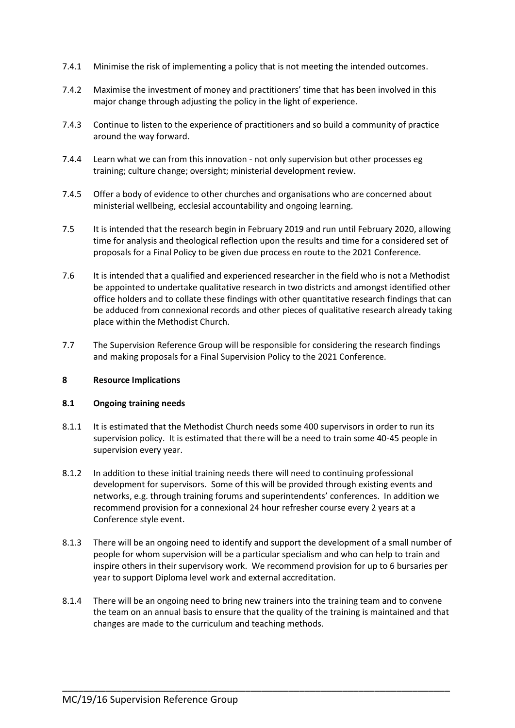7.4.1 Minimise the risk of implementing a policy that is not meeting the intended outcomes.

7.4.2 Maximise the investment of money and practitioners' time that has been involved in this major change through adjusting the policy in the light of experience.

7.4.3 Continue to listen to the experience of practitioners and so build a community of practice around the way forward.

7.4.4 Learn what we can from this innovation - not only supervision but other processes eg training; culture change; oversight; ministerial development review.

7.4.5 Offer a body of evidence to other churches and organisations who are concerned about ministerial wellbeing, ecclesial accountability and ongoing learning.

7.5 It is intended that the research begin in February 2019 and run until February 2020, allowing time for analysis and theological reflection upon the results and time for a considered set of proposals for a Final Policy to be given due process en route to the 2021 Conference.

7.6 It is intended that a qualified and experienced researcher in the field who is not a Methodist be appointed to undertake qualitative research in two districts and amongst identified other office holders and to collate these findings with other quantitative research findings that can be adduced from connexional records and other pieces of qualitative research already taking place within the Methodist Church.

7.7 The Supervision Reference Group will be responsible for considering the research findings and making proposals for a Final Supervision Policy to the 2021 Conference.

## 8 Resource Implications

### 8.1 Ongoing training needs

8.1.1 It is estimated that the Methodist Church needs some 400 supervisors in order to run its supervision policy. It is estimated that there will be a need to train some 40-45 people in supervision every year.

8.1.2 In addition to these initial training needs there will need to continuing professional development for supervisors. Some of this will be provided through existing events and networks, e.g. through training forums and superintendents' conferences. In addition we recommend provision for a connexional 24 hour refresher course every 2 years at a Conference style event.

8.1.3 There will be an ongoing need to identify and support the development of a small number of people for whom supervision will be a particular specialism and who can help to train and inspire others in their supervisory work. We recommend provision for up to 6 bursaries per year to support Diploma level work and external accreditation.

8.1.4 There will be an ongoing need to bring new trainers into the training team and to convene the team on an annual basis to ensure that the quality of the training is maintained and that changes are made to the curriculum and teaching methods.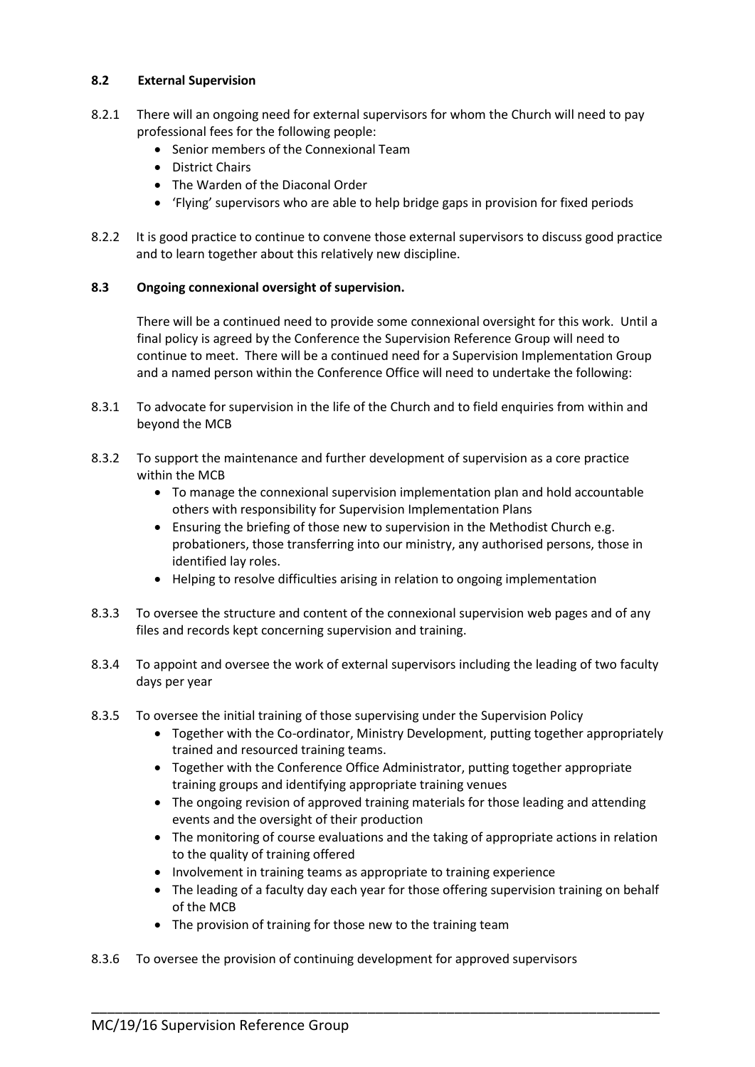### 8.2 External Supervision

8.2.1 There will an ongoing need for external supervisors for whom the Church will need to pay professional fees for the following people:

- Senior members of the Connexional Team
- District Chairs
- The Warden of the Diaconal Order
- 'Flying' supervisors who are able to help bridge gaps in provision for fixed periods

8.2.2 It is good practice to continue to convene those external supervisors to discuss good practice and to learn together about this relatively new discipline.

### 8.3 Ongoing connexional oversight of supervision.

There will be a continued need to provide some connexional oversight for this work. Until a final policy is agreed by the Conference the Supervision Reference Group will need to continue to meet. There will be a continued need for a Supervision Implementation Group and a named person within the Conference Office will need to undertake the following:

8.3.1 To advocate for supervision in the life of the Church and to field enquiries from within and beyond the MCB

8.3.2 To support the maintenance and further development of supervision as a core practice within the MCB

- To manage the connexional supervision implementation plan and hold accountable others with responsibility for Supervision Implementation Plans
- Ensuring the briefing of those new to supervision in the Methodist Church e.g. probationers, those transferring into our ministry, any authorised persons, those in identified lay roles.
- Helping to resolve difficulties arising in relation to ongoing implementation

8.3.3 To oversee the structure and content of the connexional supervision web pages and of any files and records kept concerning supervision and training.

8.3.4 To appoint and oversee the work of external supervisors including the leading of two faculty days per year

8.3.5 To oversee the initial training of those supervising under the Supervision Policy

- Together with the Co-ordinator, Ministry Development, putting together appropriately trained and resourced training teams.
- Together with the Conference Office Administrator, putting together appropriate training groups and identifying appropriate training venues
- The ongoing revision of approved training materials for those leading and attending events and the oversight of their production
- The monitoring of course evaluations and the taking of appropriate actions in relation to the quality of training offered
- Involvement in training teams as appropriate to training experience
- The leading of a faculty day each year for those offering supervision training on behalf of the MCB
- The provision of training for those new to the training team

8.3.6 To oversee the provision of continuing development for approved supervisors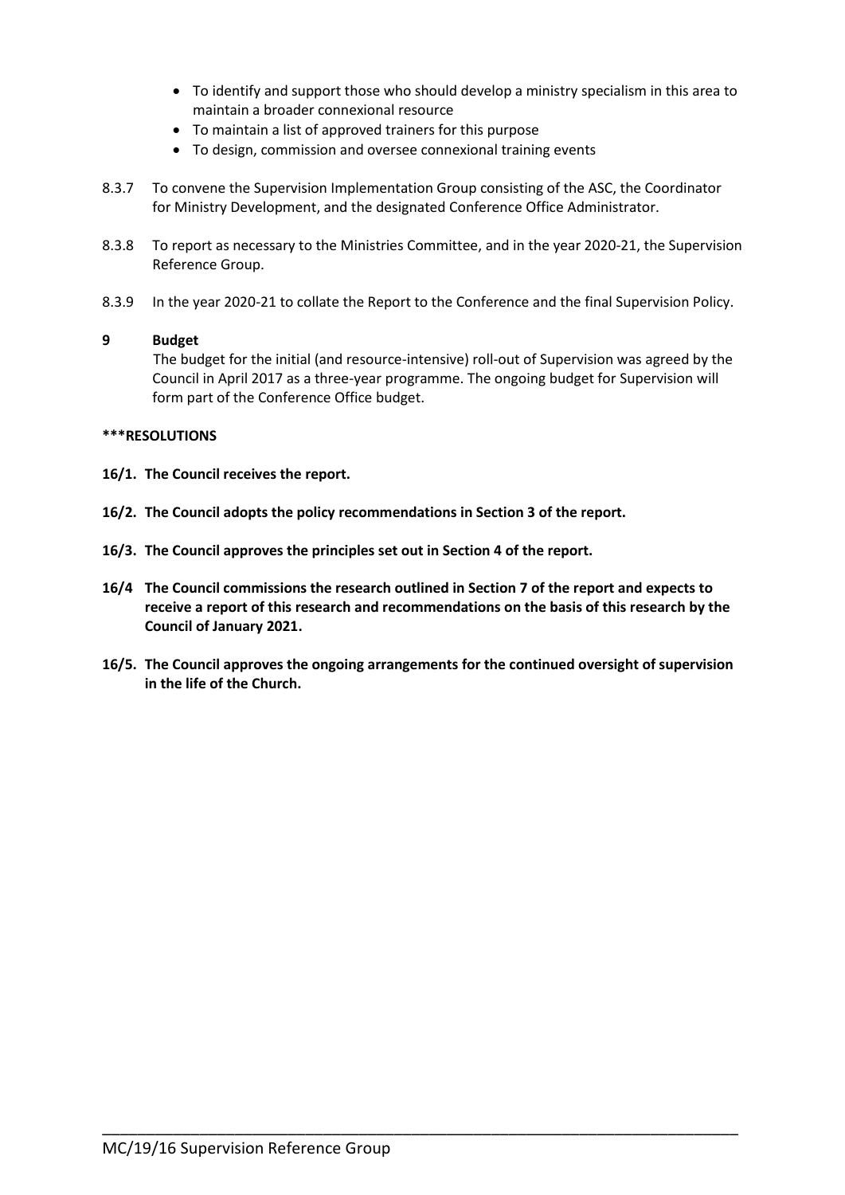- To identify and support those who should develop a ministry specialism in this area to maintain a broader connexional resource
- To maintain a list of approved trainers for this purpose
- To design, commission and oversee connexional training events

8.3.7 To convene the Supervision Implementation Group consisting of the ASC, the Coordinator for Ministry Development, and the designated Conference Office Administrator.

8.3.8 To report as necessary to the Ministries Committee, and in the year 2020-21, the Supervision Reference Group.

8.3.9 In the year 2020-21 to collate the Report to the Conference and the final Supervision Policy.

## 9 Budget

The budget for the initial (and resource-intensive) roll-out of Supervision was agreed by the Council in April 2017 as a three-year programme. The ongoing budget for Supervision will form part of the Conference Office budget.

**\*\*\*RESOLUTIONS**

**16/1. The Council receives the report.**

**16/2. The Council adopts the policy recommendations in Section 3 of the report.**

**16/3. The Council approves the principles set out in Section 4 of the report.**

**16/4 The Council commissions the research outlined in Section 7 of the report and expects to receive a report of this research and recommendations on the basis of this research by the Council of January 2021.**

**16/5. The Council approves the ongoing arrangements for the continued oversight of supervision in the life of the Church.**